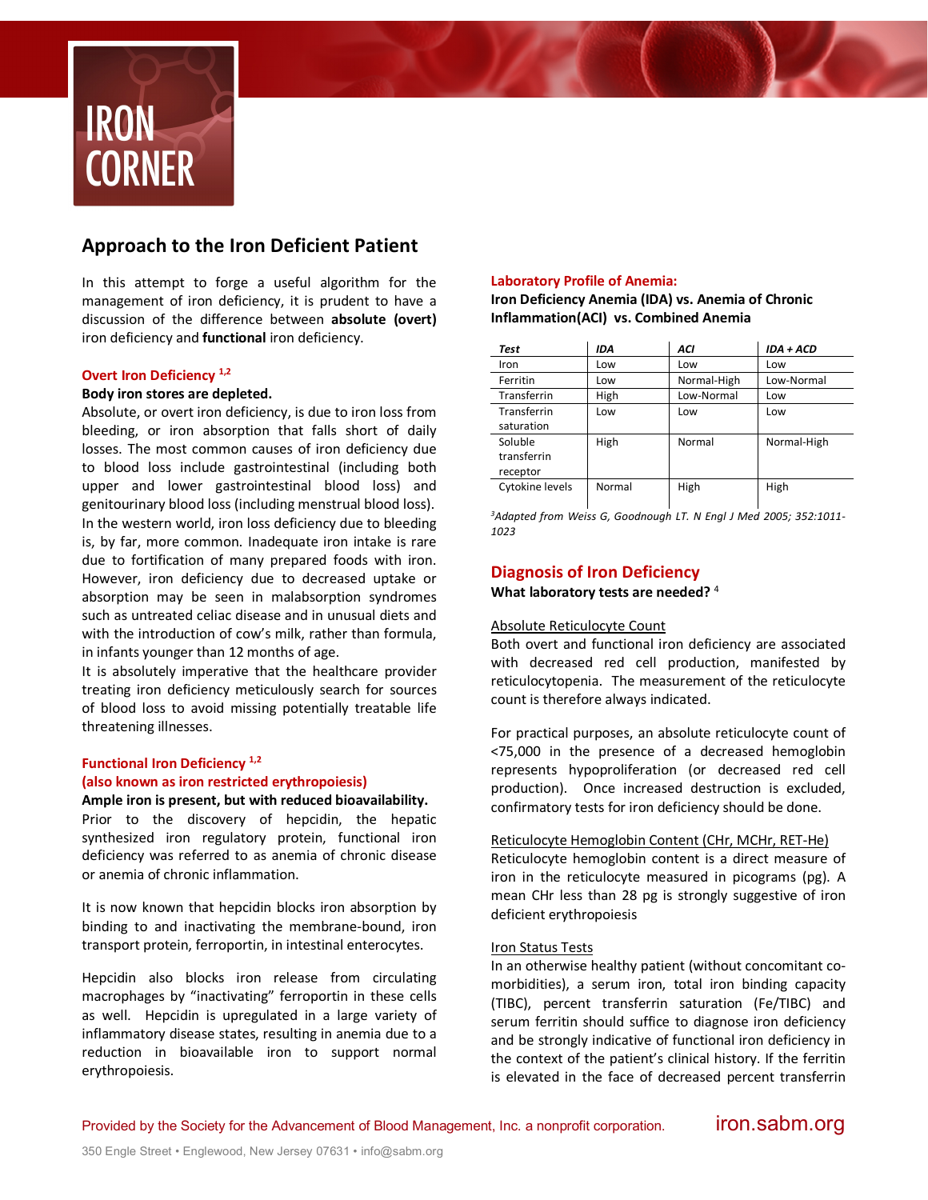# IRON CORNER

## Approach to the Iron Deficient Patient

In this attempt to forge a useful algorithm for the management of iron deficiency, it is prudent to have a discussion of the difference between **absolute (overt)** iron deficiency and **functional** iron deficiency.

### Overt Iron Deficiency [1,2]

**Body iron stores are depleted.**

Absolute, or overt iron deficiency, is due to iron loss from bleeding, or iron absorption that falls short of daily losses. The most common causes of iron deficiency due to blood loss include gastrointestinal (including both upper and lower gastrointestinal blood loss) and genitourinary blood loss (including menstrual blood loss). In the western world, iron loss deficiency due to bleeding is, by far, more common. Inadequate iron intake is rare due to fortification of many prepared foods with iron. However, iron deficiency due to decreased uptake or absorption may be seen in malabsorption syndromes such as untreated celiac disease and in unusual diets and with the introduction of cow's milk, rather than formula, in infants younger than 12 months of age.

It is absolutely imperative that the healthcare provider treating iron deficiency meticulously search for sources of blood loss to avoid missing potentially treatable life threatening illnesses.

### Functional Iron Deficiency [1,2] (also known as iron restricted erythropoiesis)

**Ample iron is present, but with reduced bioavailability.**

Prior to the discovery of hepcidin, the hepatic synthesized iron regulatory protein, functional iron deficiency was referred to as anemia of chronic disease or anemia of chronic inflammation.

It is now known that hepcidin blocks iron absorption by binding to and inactivating the membrane-bound, iron transport protein, ferroportin, in intestinal enterocytes.

Hepcidin also blocks iron release from circulating macrophages by "inactivating" ferroportin in these cells as well. Hepcidin is upregulated in a large variety of inflammatory disease states, resulting in anemia due to a reduction in bioavailable iron to support normal erythropoiesis.

### Laboratory Profile of Anemia:

**Iron Deficiency Anemia (IDA) vs. Anemia of Chronic Inflammation(ACI) vs. Combined Anemia**

| *Test* | *IDA* | *ACI* | *IDA + ACD* |
|---|---|---|---|
| Iron | Low | Low | Low |
| Ferritin | Low | Normal-High | Low-Normal |
| Transferrin | High | Low-Normal | Low |
| Transferrin saturation | Low | Low | Low |
| Soluble transferrin receptor | High | Normal | Normal-High |
| Cytokine levels | Normal | High | High |

*[3]Adapted from Weiss G, Goodnough LT. N Engl J Med 2005; 352:1011-1023*

## Diagnosis of Iron Deficiency

**What laboratory tests are needed?** [4]

Absolute Reticulocyte Count

Both overt and functional iron deficiency are associated with decreased red cell production, manifested by reticulocytopenia. The measurement of the reticulocyte count is therefore always indicated.

For practical purposes, an absolute reticulocyte count of <75,000 in the presence of a decreased hemoglobin represents hypoproliferation (or decreased red cell production). Once increased destruction is excluded, confirmatory tests for iron deficiency should be done.

Reticulocyte Hemoglobin Content (CHr, MCHr, RET-He)

Reticulocyte hemoglobin content is a direct measure of iron in the reticulocyte measured in picograms (pg). A mean CHr less than 28 pg is strongly suggestive of iron deficient erythropoiesis

Iron Status Tests

In an otherwise healthy patient (without concomitant co-morbidities), a serum iron, total iron binding capacity (TIBC), percent transferrin saturation (Fe/TIBC) and serum ferritin should suffice to diagnose iron deficiency and be strongly indicative of functional iron deficiency in the context of the patient's clinical history. If the ferritin is elevated in the face of decreased percent transferrin

Provided by the Society for the Advancement of Blood Management, Inc. a nonprofit corporation. iron.sabm.org

350 Engle Street • Englewood, New Jersey 07631 • info@sabm.org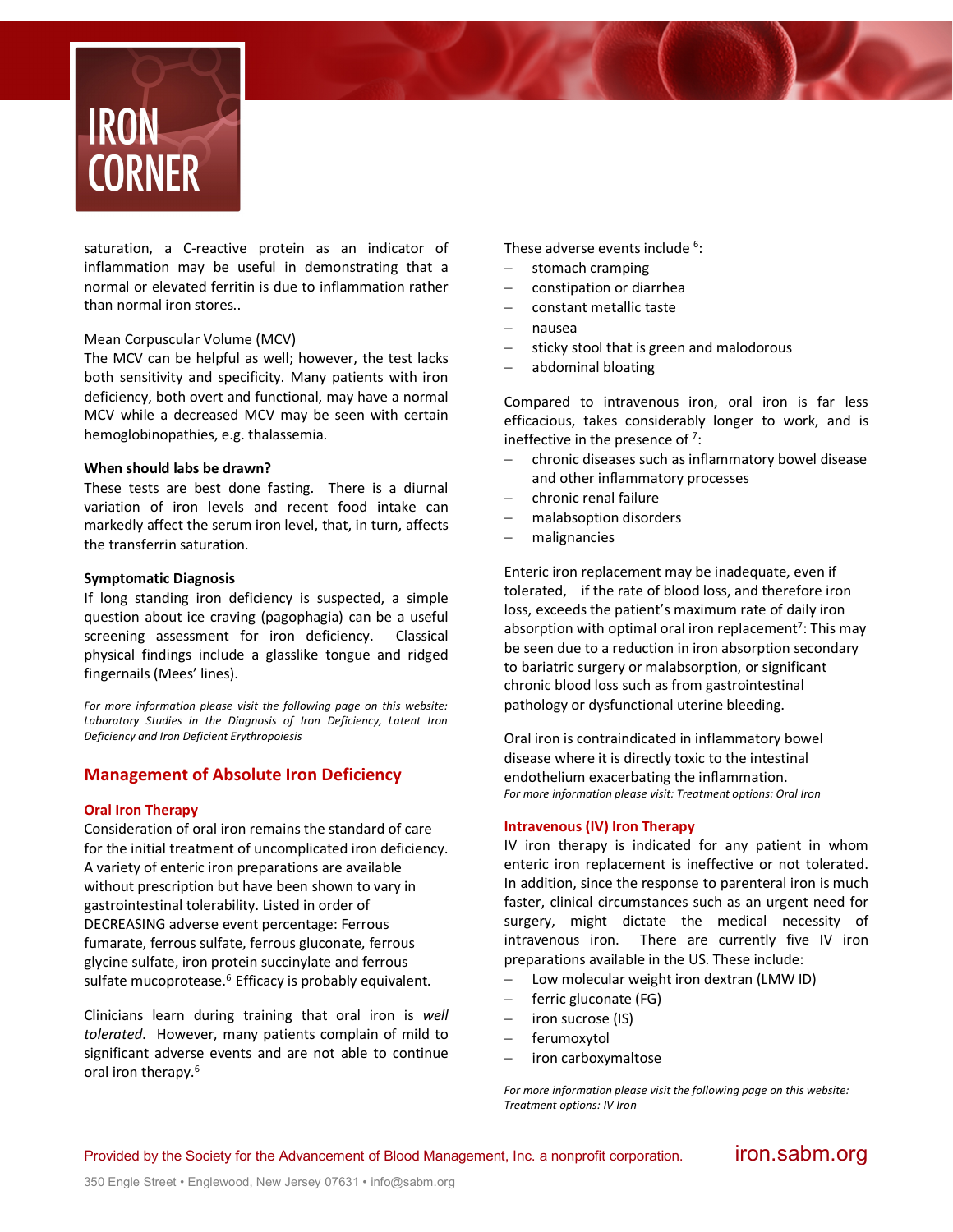saturation, a C-reactive protein as an indicator of inflammation may be useful in demonstrating that a normal or elevated ferritin is due to inflammation rather than normal iron stores..

Mean Corpuscular Volume (MCV)

The MCV can be helpful as well; however, the test lacks both sensitivity and specificity. Many patients with iron deficiency, both overt and functional, may have a normal MCV while a decreased MCV may be seen with certain hemoglobinopathies, e.g. thalassemia.

**When should labs be drawn?**

These tests are best done fasting. There is a diurnal variation of iron levels and recent food intake can markedly affect the serum iron level, that, in turn, affects the transferrin saturation.

**Symptomatic Diagnosis**

If long standing iron deficiency is suspected, a simple question about ice craving (pagophagia) can be a useful screening assessment for iron deficiency. Classical physical findings include a glasslike tongue and ridged fingernails (Mees' lines).

*For more information please visit the following page on this website: Laboratory Studies in the Diagnosis of Iron Deficiency, Latent Iron Deficiency and Iron Deficient Erythropoiesis*

## Management of Absolute Iron Deficiency

### Oral Iron Therapy

Consideration of oral iron remains the standard of care for the initial treatment of uncomplicated iron deficiency. A variety of enteric iron preparations are available without prescription but have been shown to vary in gastrointestinal tolerability. Listed in order of DECREASING adverse event percentage: Ferrous fumarate, ferrous sulfate, ferrous gluconate, ferrous glycine sulfate, iron protein succinylate and ferrous sulfate mucoprotease.[6] Efficacy is probably equivalent.

Clinicians learn during training that oral iron is *well tolerated*. However, many patients complain of mild to significant adverse events and are not able to continue oral iron therapy.[6]

These adverse events include [6]:

- stomach cramping
- constipation or diarrhea
- constant metallic taste
- nausea
- sticky stool that is green and malodorous
- abdominal bloating

Compared to intravenous iron, oral iron is far less efficacious, takes considerably longer to work, and is ineffective in the presence of [7]:

- chronic diseases such as inflammatory bowel disease and other inflammatory processes
- chronic renal failure
- malabsoption disorders
- malignancies

Enteric iron replacement may be inadequate, even if tolerated, if the rate of blood loss, and therefore iron loss, exceeds the patient's maximum rate of daily iron absorption with optimal oral iron replacement[7]: This may be seen due to a reduction in iron absorption secondary to bariatric surgery or malabsorption, or significant chronic blood loss such as from gastrointestinal pathology or dysfunctional uterine bleeding.

Oral iron is contraindicated in inflammatory bowel disease where it is directly toxic to the intestinal endothelium exacerbating the inflammation.

*For more information please visit: Treatment options: Oral Iron*

### Intravenous (IV) Iron Therapy

IV iron therapy is indicated for any patient in whom enteric iron replacement is ineffective or not tolerated. In addition, since the response to parenteral iron is much faster, clinical circumstances such as an urgent need for surgery, might dictate the medical necessity of intravenous iron. There are currently five IV iron preparations available in the US. These include:

- Low molecular weight iron dextran (LMW ID)
- ferric gluconate (FG)
- iron sucrose (IS)
- ferumoxytol
- iron carboxymaltose

*For more information please visit the following page on this website: Treatment options: IV Iron*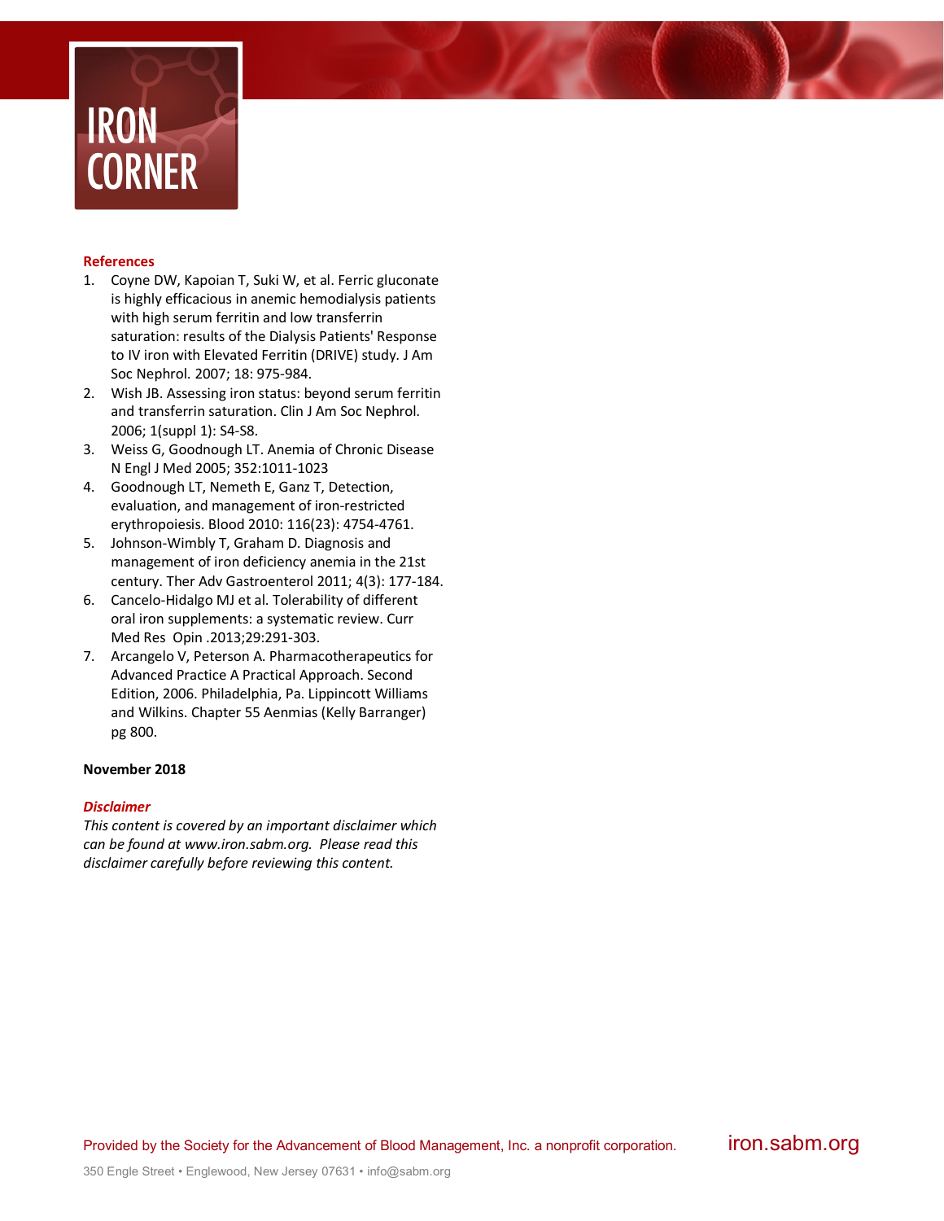IRON CORNER

## References

1. Coyne DW, Kapoian T, Suki W, et al. Ferric gluconate is highly efficacious in anemic hemodialysis patients with high serum ferritin and low transferrin saturation: results of the Dialysis Patients' Response to IV iron with Elevated Ferritin (DRIVE) study. J Am Soc Nephrol. 2007; 18: 975-984.
2. Wish JB. Assessing iron status: beyond serum ferritin and transferrin saturation. Clin J Am Soc Nephrol. 2006; 1(suppl 1): S4-S8.
3. Weiss G, Goodnough LT. Anemia of Chronic Disease N Engl J Med 2005; 352:1011-1023
4. Goodnough LT, Nemeth E, Ganz T, Detection, evaluation, and management of iron-restricted erythropoiesis. Blood 2010: 116(23): 4754-4761.
5. Johnson-Wimbly T, Graham D. Diagnosis and management of iron deficiency anemia in the 21st century. Ther Adv Gastroenterol 2011; 4(3): 177-184.
6. Cancelo-Hidalgo MJ et al. Tolerability of different oral iron supplements: a systematic review. Curr Med Res Opin .2013;29:291-303.
7. Arcangelo V, Peterson A. Pharmacotherapeutics for Advanced Practice A Practical Approach. Second Edition, 2006. Philadelphia, Pa. Lippincott Williams and Wilkins. Chapter 55 Aenmias (Kelly Barranger) pg 800.

**November 2018**

***Disclaimer***
*This content is covered by an important disclaimer which can be found at www.iron.sabm.org. Please read this disclaimer carefully before reviewing this content.*

Provided by the Society for the Advancement of Blood Management, Inc. a nonprofit corporation. iron.sabm.org

350 Engle Street • Englewood, New Jersey 07631 • info@sabm.org